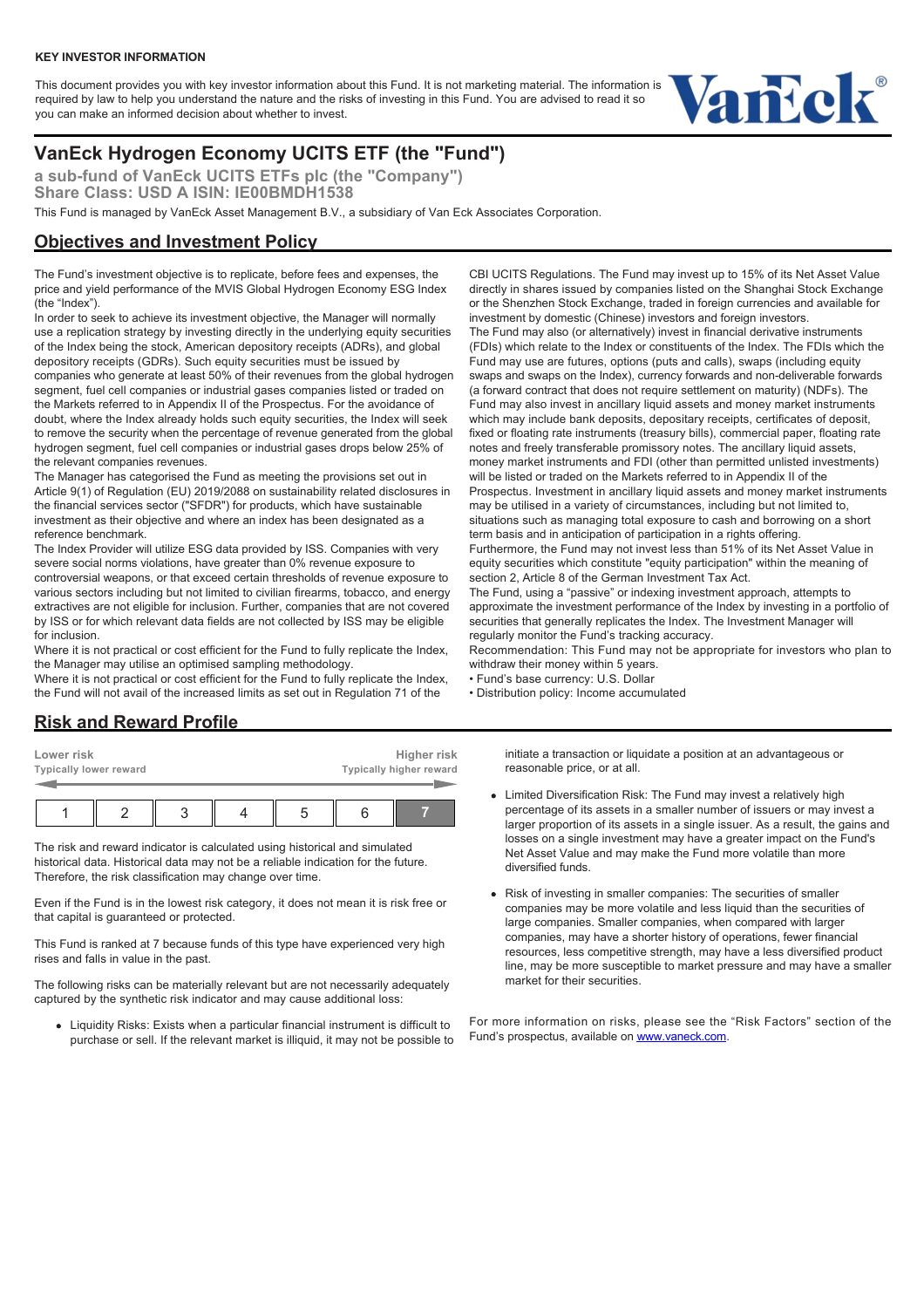**KEY INVESTOR INFORMATION**

This document provides you with key investor information about this Fund. It is not marketing material. The information is required by law to help you understand the nature and the risks of investing in this Fund. You are advised to read it so you can make an informed decision about whether to invest.

# VanEck Hydrogen Economy UCITS ETF (the "Fund")

**a sub-fund of VanEck UCITS ETFs plc (the "Company")**
**Share Class: USD A ISIN: IE00BMDH1538**

This Fund is managed by VanEck Asset Management B.V., a subsidiary of Van Eck Associates Corporation.

## Objectives and Investment Policy

The Fund's investment objective is to replicate, before fees and expenses, the price and yield performance of the MVIS Global Hydrogen Economy ESG Index (the "Index").

In order to seek to achieve its investment objective, the Manager will normally use a replication strategy by investing directly in the underlying equity securities of the Index being the stock, American depository receipts (ADRs), and global depository receipts (GDRs). Such equity securities must be issued by companies who generate at least 50% of their revenues from the global hydrogen segment, fuel cell companies or industrial gases companies listed or traded on the Markets referred to in Appendix II of the Prospectus. For the avoidance of doubt, where the Index already holds such equity securities, the Index will seek to remove the security when the percentage of revenue generated from the global hydrogen segment, fuel cell companies or industrial gases drops below 25% of the relevant companies revenues.

The Manager has categorised the Fund as meeting the provisions set out in Article 9(1) of Regulation (EU) 2019/2088 on sustainability related disclosures in the financial services sector ("SFDR") for products, which have sustainable investment as their objective and where an index has been designated as a reference benchmark.

The Index Provider will utilize ESG data provided by ISS. Companies with very severe social norms violations, have greater than 0% revenue exposure to controversial weapons, or that exceed certain thresholds of revenue exposure to various sectors including but not limited to civilian firearms, tobacco, and energy extractives are not eligible for inclusion. Further, companies that are not covered by ISS or for which relevant data fields are not collected by ISS may be eligible for inclusion.

Where it is not practical or cost efficient for the Fund to fully replicate the Index, the Manager may utilise an optimised sampling methodology.

Where it is not practical or cost efficient for the Fund to fully replicate the Index, the Fund will not avail of the increased limits as set out in Regulation 71 of the CBI UCITS Regulations. The Fund may invest up to 15% of its Net Asset Value directly in shares issued by companies listed on the Shanghai Stock Exchange or the Shenzhen Stock Exchange, traded in foreign currencies and available for investment by domestic (Chinese) investors and foreign investors.

The Fund may also (or alternatively) invest in financial derivative instruments (FDIs) which relate to the Index or constituents of the Index. The FDIs which the Fund may use are futures, options (puts and calls), swaps (including equity swaps and swaps on the Index), currency forwards and non-deliverable forwards (a forward contract that does not require settlement on maturity) (NDFs). The Fund may also invest in ancillary liquid assets and money market instruments which may include bank deposits, depositary receipts, certificates of deposit, fixed or floating rate instruments (treasury bills), commercial paper, floating rate notes and freely transferable promissory notes. The ancillary liquid assets, money market instruments and FDI (other than permitted unlisted investments) will be listed or traded on the Markets referred to in Appendix II of the Prospectus. Investment in ancillary liquid assets and money market instruments may be utilised in a variety of circumstances, including but not limited to, situations such as managing total exposure to cash and borrowing on a short term basis and in anticipation of participation in a rights offering.

Furthermore, the Fund may not invest less than 51% of its Net Asset Value in equity securities which constitute "equity participation" within the meaning of section 2, Article 8 of the German Investment Tax Act.

The Fund, using a "passive" or indexing investment approach, attempts to approximate the investment performance of the Index by investing in a portfolio of securities that generally replicates the Index. The Investment Manager will regularly monitor the Fund's tracking accuracy.

Recommendation: This Fund may not be appropriate for investors who plan to withdraw their money within 5 years.

- Fund's base currency: U.S. Dollar
- Distribution policy: Income accumulated

## Risk and Reward Profile

| Lower risk<br>Typically lower reward | | | | | | Higher risk<br>Typically higher reward |
|---|---|---|---|---|---|---|
| 1 | 2 | 3 | 4 | 5 | 6 | **7** |

The risk and reward indicator is calculated using historical and simulated historical data. Historical data may not be a reliable indication for the future. Therefore, the risk classification may change over time.

Even if the Fund is in the lowest risk category, it does not mean it is risk free or that capital is guaranteed or protected.

This Fund is ranked at 7 because funds of this type have experienced very high rises and falls in value in the past.

The following risks can be materially relevant but are not necessarily adequately captured by the synthetic risk indicator and may cause additional loss:

- Liquidity Risks: Exists when a particular financial instrument is difficult to purchase or sell. If the relevant market is illiquid, it may not be possible to initiate a transaction or liquidate a position at an advantageous or reasonable price, or at all.
- Limited Diversification Risk: The Fund may invest a relatively high percentage of its assets in a smaller number of issuers or may invest a larger proportion of its assets in a single issuer. As a result, the gains and losses on a single investment may have a greater impact on the Fund's Net Asset Value and may make the Fund more volatile than more diversified funds.
- Risk of investing in smaller companies: The securities of smaller companies may be more volatile and less liquid than the securities of large companies. Smaller companies, when compared with larger companies, may have a shorter history of operations, fewer financial resources, less competitive strength, may have a less diversified product line, may be more susceptible to market pressure and may have a smaller market for their securities.

For more information on risks, please see the "Risk Factors" section of the Fund's prospectus, available on [www.vaneck.com](www.vaneck.com).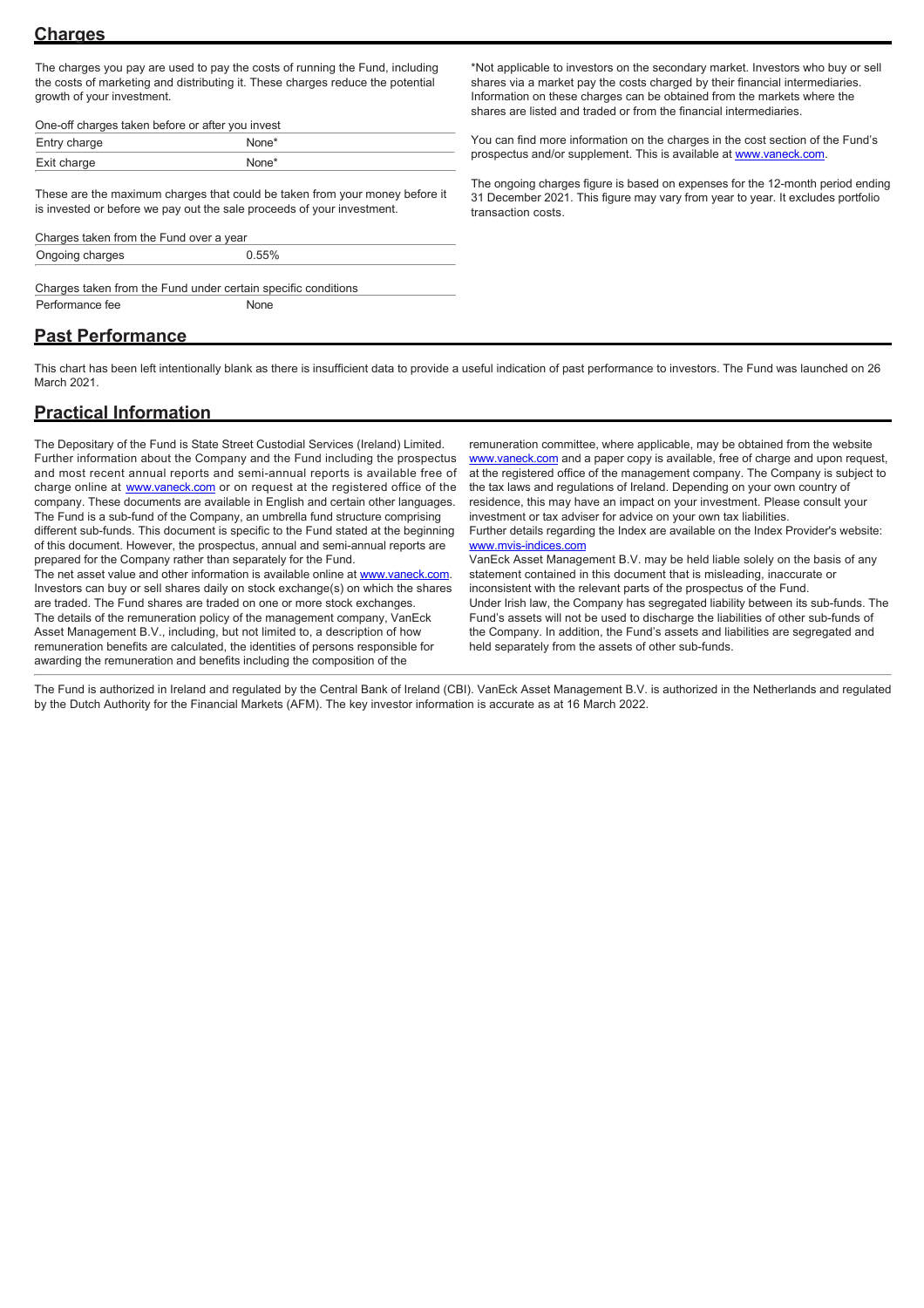## Charges

The charges you pay are used to pay the costs of running the Fund, including the costs of marketing and distributing it. These charges reduce the potential growth of your investment.

| One-off charges taken before or after you invest | |
|---|---|
| Entry charge | None* |
| Exit charge | None* |

These are the maximum charges that could be taken from your money before it is invested or before we pay out the sale proceeds of your investment.

| Charges taken from the Fund over a year | |
|---|---|
| Ongoing charges | 0.55% |

| Charges taken from the Fund under certain specific conditions | |
|---|---|
| Performance fee | None |

*Not applicable to investors on the secondary market. Investors who buy or sell shares via a market pay the costs charged by their financial intermediaries. Information on these charges can be obtained from the markets where the shares are listed and traded or from the financial intermediaries.

You can find more information on the charges in the cost section of the Fund's prospectus and/or supplement. This is available at www.vaneck.com.

The ongoing charges figure is based on expenses for the 12-month period ending 31 December 2021. This figure may vary from year to year. It excludes portfolio transaction costs.

## Past Performance

This chart has been left intentionally blank as there is insufficient data to provide a useful indication of past performance to investors. The Fund was launched on 26 March 2021.

## Practical Information

The Depositary of the Fund is State Street Custodial Services (Ireland) Limited. Further information about the Company and the Fund including the prospectus and most recent annual reports and semi-annual reports is available free of charge online at www.vaneck.com or on request at the registered office of the company. These documents are available in English and certain other languages. The Fund is a sub-fund of the Company, an umbrella fund structure comprising different sub-funds. This document is specific to the Fund stated at the beginning of this document. However, the prospectus, annual and semi-annual reports are prepared for the Company rather than separately for the Fund.
The net asset value and other information is available online at www.vaneck.com. Investors can buy or sell shares daily on stock exchange(s) on which the shares are traded. The Fund shares are traded on one or more stock exchanges.
The details of the remuneration policy of the management company, VanEck Asset Management B.V., including, but not limited to, a description of how remuneration benefits are calculated, the identities of persons responsible for awarding the remuneration and benefits including the composition of the remuneration committee, where applicable, may be obtained from the website www.vaneck.com and a paper copy is available, free of charge and upon request, at the registered office of the management company. The Company is subject to the tax laws and regulations of Ireland. Depending on your own country of residence, this may have an impact on your investment. Please consult your investment or tax adviser for advice on your own tax liabilities.
Further details regarding the Index are available on the Index Provider's website: www.mvis-indices.com
VanEck Asset Management B.V. may be held liable solely on the basis of any statement contained in this document that is misleading, inaccurate or inconsistent with the relevant parts of the prospectus of the Fund.
Under Irish law, the Company has segregated liability between its sub-funds. The Fund's assets will not be used to discharge the liabilities of other sub-funds of the Company. In addition, the Fund's assets and liabilities are segregated and held separately from the assets of other sub-funds.

The Fund is authorized in Ireland and regulated by the Central Bank of Ireland (CBI). VanEck Asset Management B.V. is authorized in the Netherlands and regulated by the Dutch Authority for the Financial Markets (AFM). The key investor information is accurate as at 16 March 2022.